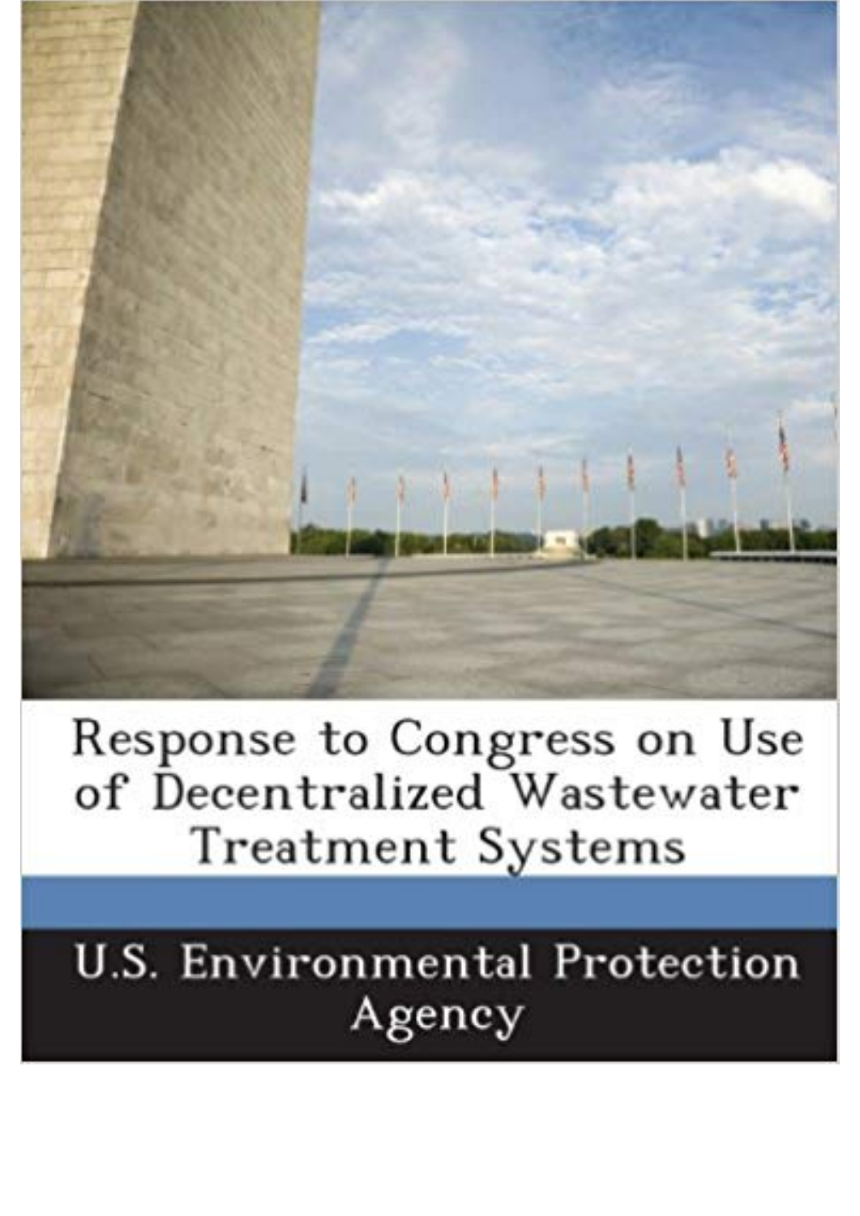# Response to Congress on Use of Decentralized Wastewater Treatment Systems

U.S. Environmental Protection Agency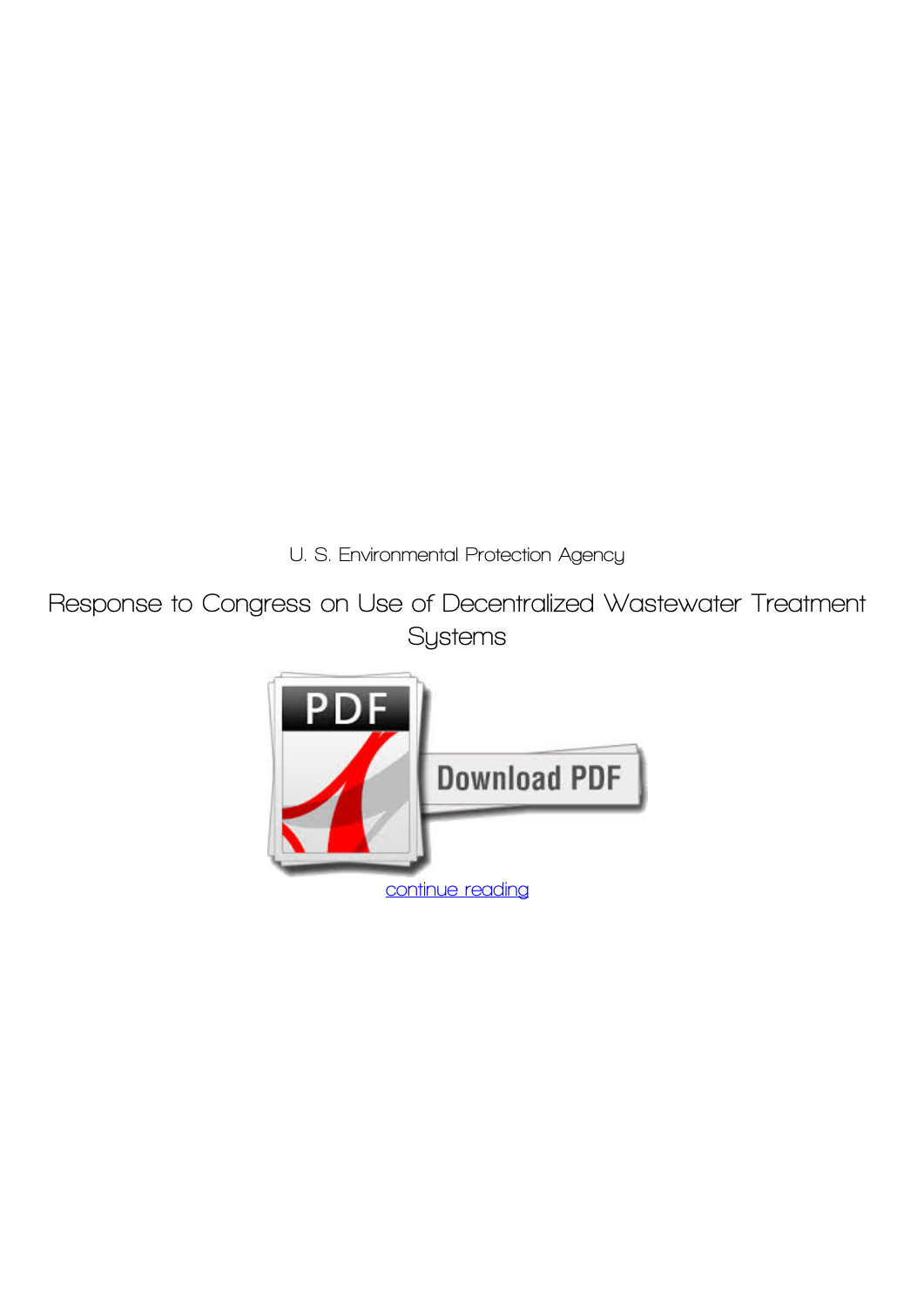U. S. Environmental Protection Agency

Response to Congress on Use of Decentralized Wastewater Treatment Systems

continue reading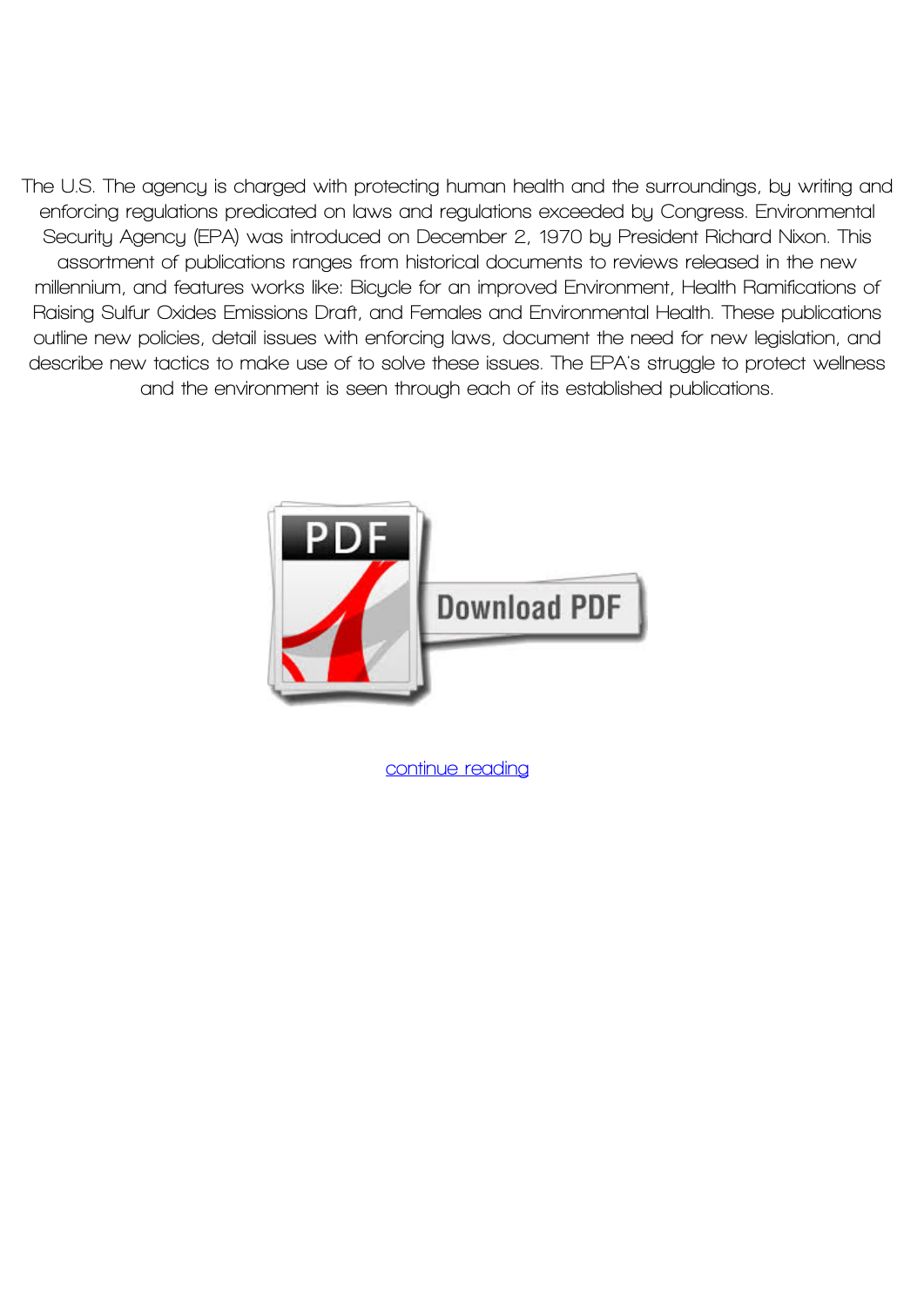The U.S. The agency is charged with protecting human health and the surroundings, by writing and enforcing regulations predicated on laws and regulations exceeded by Congress. Environmental Security Agency (EPA) was introduced on December 2, 1970 by President Richard Nixon. This assortment of publications ranges from historical documents to reviews released in the new millennium, and features works like: Bicycle for an improved Environment, Health Ramifications of Raising Sulfur Oxides Emissions Draft, and Females and Environmental Health. These publications outline new policies, detail issues with enforcing laws, document the need for new legislation, and describe new tactics to make use of to solve these issues. The EPA's struggle to protect wellness and the environment is seen through each of its established publications.

continue reading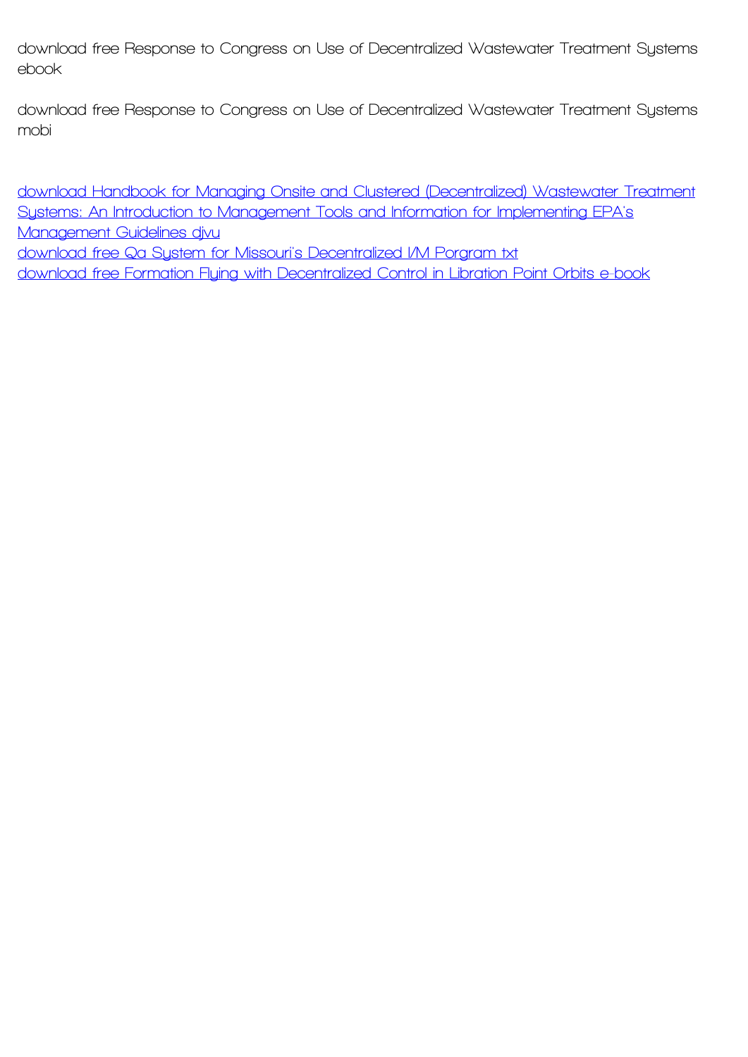download free Response to Congress on Use of Decentralized Wastewater Treatment Systems ebook

download free Response to Congress on Use of Decentralized Wastewater Treatment Systems mobi

download Handbook for Managing Onsite and Clustered (Decentralized) Wastewater Treatment Systems: An Introduction to Management Tools and Information for Implementing EPA's Management Guidelines djvu
download free Qa System for Missouri's Decentralized I/M Porgram txt
download free Formation Flying with Decentralized Control in Libration Point Orbits e-book